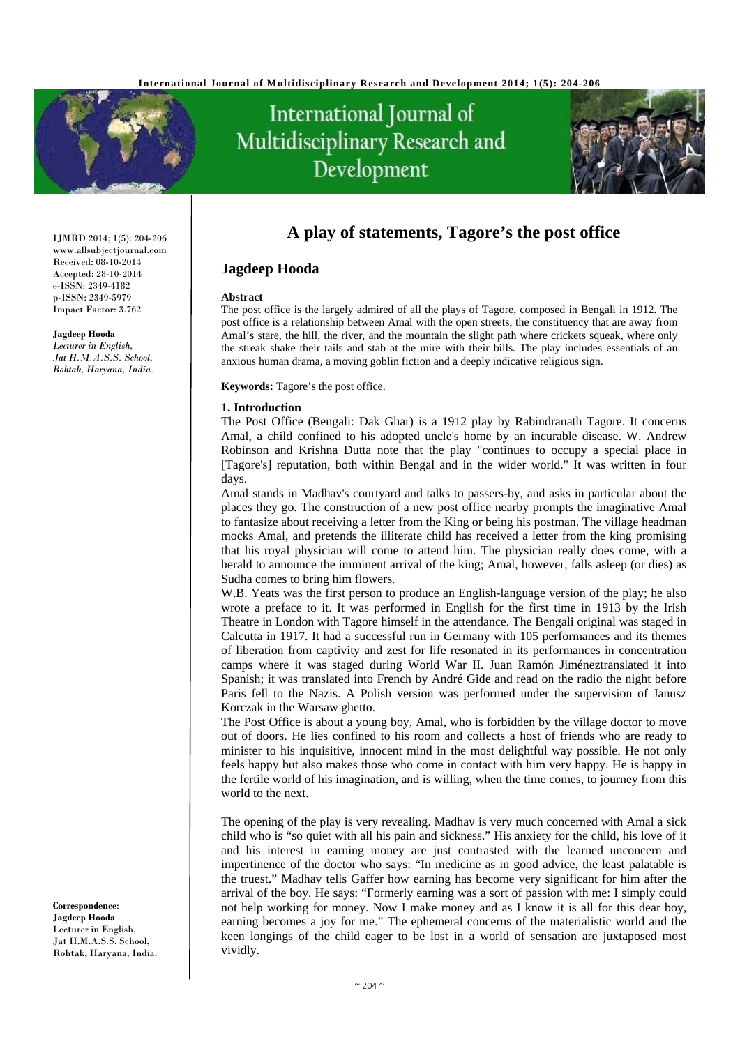# A play of statements, Tagore's the post office

## Jagdeep Hooda

IJMRD 2014; 1(5): 204-206
www.allsubjectjournal.com
Received: 08-10-2014
Accepted: 28-10-2014
e-ISSN: 2349-4182
p-ISSN: 2349-5979
Impact Factor: 3.762

**Jagdeep Hooda**
*Lecturer in English, Jat H.M.A.S.S. School, Rohtak, Haryana, India.*

**Correspondence**:
**Jagdeep Hooda**
Lecturer in English,
Jat H.M.A.S.S. School,
Rohtak, Haryana, India.

### Abstract

The post office is the largely admired of all the plays of Tagore, composed in Bengali in 1912. The post office is a relationship between Amal with the open streets, the constituency that are away from Amal's stare, the hill, the river, and the mountain the slight path where crickets squeak, where only the streak shake their tails and stab at the mire with their bills. The play includes essentials of an anxious human drama, a moving goblin fiction and a deeply indicative religious sign.

**Keywords:** Tagore's the post office.

### 1. Introduction

The Post Office (Bengali: Dak Ghar) is a 1912 play by Rabindranath Tagore. It concerns Amal, a child confined to his adopted uncle's home by an incurable disease. W. Andrew Robinson and Krishna Dutta note that the play "continues to occupy a special place in [Tagore's] reputation, both within Bengal and in the wider world." It was written in four days.

Amal stands in Madhav's courtyard and talks to passers-by, and asks in particular about the places they go. The construction of a new post office nearby prompts the imaginative Amal to fantasize about receiving a letter from the King or being his postman. The village headman mocks Amal, and pretends the illiterate child has received a letter from the king promising that his royal physician will come to attend him. The physician really does come, with a herald to announce the imminent arrival of the king; Amal, however, falls asleep (or dies) as Sudha comes to bring him flowers.

W.B. Yeats was the first person to produce an English-language version of the play; he also wrote a preface to it. It was performed in English for the first time in 1913 by the Irish Theatre in London with Tagore himself in the attendance. The Bengali original was staged in Calcutta in 1917. It had a successful run in Germany with 105 performances and its themes of liberation from captivity and zest for life resonated in its performances in concentration camps where it was staged during World War II. Juan Ramón Jiméneztranslated it into Spanish; it was translated into French by André Gide and read on the radio the night before Paris fell to the Nazis. A Polish version was performed under the supervision of Janusz Korczak in the Warsaw ghetto.

The Post Office is about a young boy, Amal, who is forbidden by the village doctor to move out of doors. He lies confined to his room and collects a host of friends who are ready to minister to his inquisitive, innocent mind in the most delightful way possible. He not only feels happy but also makes those who come in contact with him very happy. He is happy in the fertile world of his imagination, and is willing, when the time comes, to journey from this world to the next.

The opening of the play is very revealing. Madhav is very much concerned with Amal a sick child who is "so quiet with all his pain and sickness." His anxiety for the child, his love of it and his interest in earning money are just contrasted with the learned unconcern and impertinence of the doctor who says: "In medicine as in good advice, the least palatable is the truest." Madhav tells Gaffer how earning has become very significant for him after the arrival of the boy. He says: "Formerly earning was a sort of passion with me: I simply could not help working for money. Now I make money and as I know it is all for this dear boy, earning becomes a joy for me." The ephemeral concerns of the materialistic world and the keen longings of the child eager to be lost in a world of sensation are juxtaposed most vividly.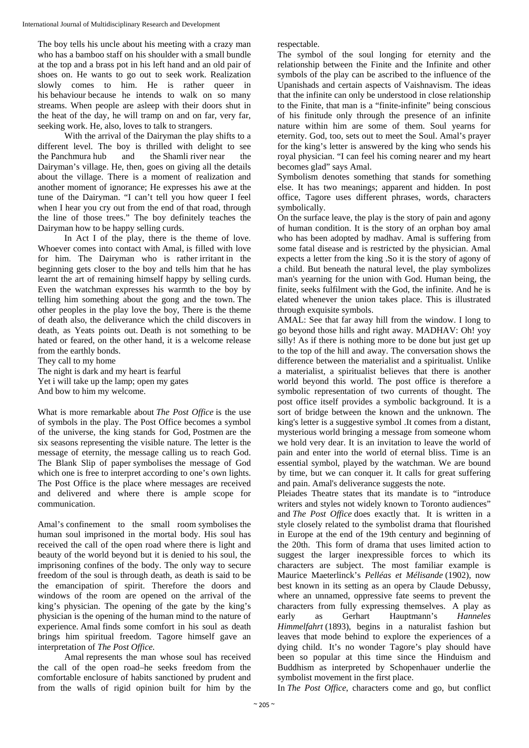The boy tells his uncle about his meeting with a crazy man who has a bamboo staff on his shoulder with a small bundle at the top and a brass pot in his left hand and an old pair of shoes on. He wants to go out to seek work. Realization slowly comes to him. He is rather queer in his behaviour because he intends to walk on so many streams. When people are asleep with their doors shut in the heat of the day, he will tramp on and on far, very far, seeking work. He, also, loves to talk to strangers.

With the arrival of the Dairyman the play shifts to a different level. The boy is thrilled with delight to see the Panchmura hub and the Shamli river near the Dairyman's village. He, then, goes on giving all the details about the village. There is a moment of realization and another moment of ignorance; He expresses his awe at the tune of the Dairyman. "I can't tell you how queer I feel when I hear you cry out from the end of that road, through the line of those trees." The boy definitely teaches the Dairyman how to be happy selling curds.

In Act I of the play, there is the theme of love. Whoever comes into contact with Amal, is filled with love for him. The Dairyman who is rather irritant in the beginning gets closer to the boy and tells him that he has learnt the art of remaining himself happy by selling curds. Even the watchman expresses his warmth to the boy by telling him something about the gong and the town. The other peoples in the play love the boy, There is the theme of death also, the deliverance which the child discovers in death, as Yeats points out. Death is not something to be hated or feared, on the other hand, it is a welcome release from the earthly bonds.

They call to my home
The night is dark and my heart is fearful
Yet i will take up the lamp; open my gates
And bow to him my welcome.

What is more remarkable about *The Post Office* is the use of symbols in the play. The Post Office becomes a symbol of the universe, the king stands for God, Postmen are the six seasons representing the visible nature. The letter is the message of eternity, the message calling us to reach God. The Blank Slip of paper symbolises the message of God which one is free to interpret according to one's own lights. The Post Office is the place where messages are received and delivered and where there is ample scope for communication.

Amal's confinement to the small room symbolises the human soul imprisoned in the mortal body. His soul has received the call of the open road where there is light and beauty of the world beyond but it is denied to his soul, the imprisoning confines of the body. The only way to secure freedom of the soul is through death, as death is said to be the emancipation of spirit. Therefore the doors and windows of the room are opened on the arrival of the king's physician. The opening of the gate by the king's physician is the opening of the human mind to the nature of experience. Amal finds some comfort in his soul as death brings him spiritual freedom. Tagore himself gave an interpretation of *The Post Office*.

Amal represents the man whose soul has received the call of the open road–he seeks freedom from the comfortable enclosure of habits sanctioned by prudent and from the walls of rigid opinion built for him by the respectable.

The symbol of the soul longing for eternity and the relationship between the Finite and the Infinite and other symbols of the play can be ascribed to the influence of the Upanishads and certain aspects of Vaishnavism. The ideas that the infinite can only be understood in close relationship to the Finite, that man is a "finite-infinite" being conscious of his finitude only through the presence of an infinite nature within him are some of them. Soul yearns for eternity. God, too, sets out to meet the Soul. Amal's prayer for the king's letter is answered by the king who sends his royal physician. "I can feel his coming nearer and my heart becomes glad" says Amal.

Symbolism denotes something that stands for something else. It has two meanings; apparent and hidden. In post office, Tagore uses different phrases, words, characters symbolically.

On the surface leave, the play is the story of pain and agony of human condition. It is the story of an orphan boy amal who has been adopted by madhav. Amal is suffering from some fatal disease and is restricted by the physician. Amal expects a letter from the king .So it is the story of agony of a child. But beneath the natural level, the play symbolizes man's yearning for the union with God. Human being, the finite, seeks fulfilment with the God, the infinite. And he is elated whenever the union takes place. This is illustrated through exquisite symbols.

AMAL: See that far away hill from the window. I long to go beyond those hills and right away. MADHAV: Oh! yoy silly! As if there is nothing more to be done but just get up to the top of the hill and away. The conversation shows the difference between the materialist and a spiritualist. Unlike a materialist, a spiritualist believes that there is another world beyond this world. The post office is therefore a symbolic representation of two currents of thought. The post office itself provides a symbolic background. It is a sort of bridge between the known and the unknown. The king's letter is a suggestive symbol .It comes from a distant, mysterious world bringing a message from someone whom we hold very dear. It is an invitation to leave the world of pain and enter into the world of eternal bliss. Time is an essential symbol, played by the watchman. We are bound by time, but we can conquer it. It calls for great suffering and pain. Amal's deliverance suggests the note.

Pleiades Theatre states that its mandate is to "introduce writers and styles not widely known to Toronto audiences" and *The Post Office* does exactly that. It is written in a style closely related to the symbolist drama that flourished in Europe at the end of the 19th century and beginning of the 20th. This form of drama that uses limited action to suggest the larger inexpressible forces to which its characters are subject. The most familiar example is Maurice Maeterlinck's *Pelléas et Mélisande* (1902), now best known in its setting as an opera by Claude Debussy, where an unnamed, oppressive fate seems to prevent the characters from fully expressing themselves. A play as early as Gerhart Hauptmann's *Hanneles Himmelfahrt* (1893), begins in a naturalist fashion but leaves that mode behind to explore the experiences of a dying child. It's no wonder Tagore's play should have been so popular at this time since the Hinduism and Buddhism as interpreted by Schopenhauer underlie the symbolist movement in the first place.

In *The Post Office*, characters come and go, but conflict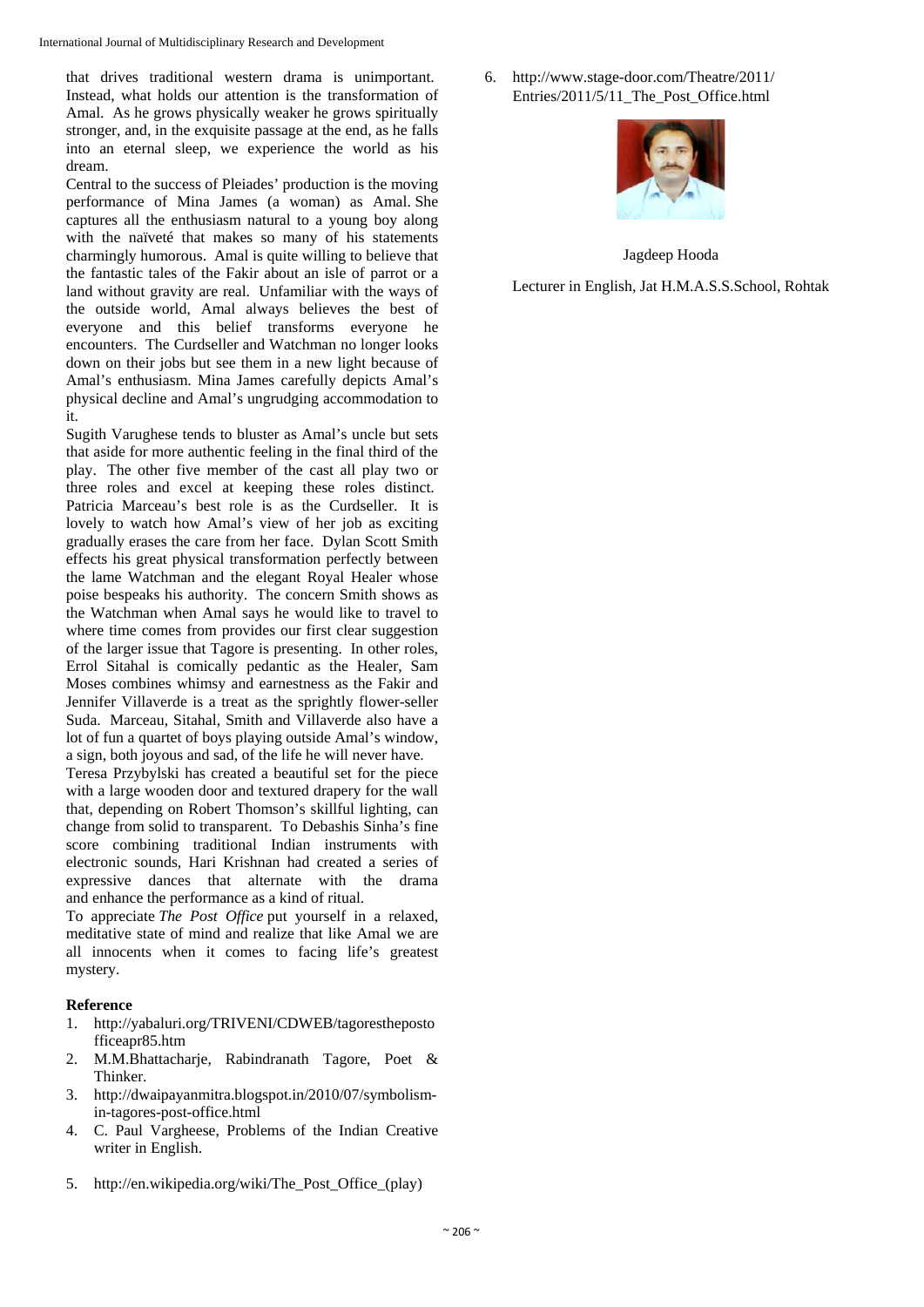that drives traditional western drama is unimportant. Instead, what holds our attention is the transformation of Amal. As he grows physically weaker he grows spiritually stronger, and, in the exquisite passage at the end, as he falls into an eternal sleep, we experience the world as his dream.

Central to the success of Pleiades' production is the moving performance of Mina James (a woman) as Amal. She captures all the enthusiasm natural to a young boy along with the naïveté that makes so many of his statements charmingly humorous. Amal is quite willing to believe that the fantastic tales of the Fakir about an isle of parrot or a land without gravity are real. Unfamiliar with the ways of the outside world, Amal always believes the best of everyone and this belief transforms everyone he encounters. The Curdseller and Watchman no longer looks down on their jobs but see them in a new light because of Amal's enthusiasm. Mina James carefully depicts Amal's physical decline and Amal's ungrudging accommodation to it.

Sugith Varughese tends to bluster as Amal's uncle but sets that aside for more authentic feeling in the final third of the play. The other five member of the cast all play two or three roles and excel at keeping these roles distinct. Patricia Marceau's best role is as the Curdseller. It is lovely to watch how Amal's view of her job as exciting gradually erases the care from her face. Dylan Scott Smith effects his great physical transformation perfectly between the lame Watchman and the elegant Royal Healer whose poise bespeaks his authority. The concern Smith shows as the Watchman when Amal says he would like to travel to where time comes from provides our first clear suggestion of the larger issue that Tagore is presenting. In other roles, Errol Sitahal is comically pedantic as the Healer, Sam Moses combines whimsy and earnestness as the Fakir and Jennifer Villaverde is a treat as the sprightly flower-seller Suda. Marceau, Sitahal, Smith and Villaverde also have a lot of fun a quartet of boys playing outside Amal's window, a sign, both joyous and sad, of the life he will never have.

Teresa Przybylski has created a beautiful set for the piece with a large wooden door and textured drapery for the wall that, depending on Robert Thomson's skillful lighting, can change from solid to transparent. To Debashis Sinha's fine score combining traditional Indian instruments with electronic sounds, Hari Krishnan had created a series of expressive dances that alternate with the drama and enhance the performance as a kind of ritual.

To appreciate *The Post Office* put yourself in a relaxed, meditative state of mind and realize that like Amal we are all innocents when it comes to facing life's greatest mystery.

**Reference**

1. http://yabaluri.org/TRIVENI/CDWEB/tagorestheposto fficeapr85.htm
2. M.M.Bhattacharje, Rabindranath Tagore, Poet & Thinker.
3. http://dwaipayanmitra.blogspot.in/2010/07/symbolism-in-tagores-post-office.html
4. C. Paul Vargheese, Problems of the Indian Creative writer in English.
5. http://en.wikipedia.org/wiki/The_Post_Office_(play)
6. http://www.stage-door.com/Theatre/2011/ Entries/2011/5/11_The_Post_Office.html

Jagdeep Hooda

Lecturer in English, Jat H.M.A.S.S.School, Rohtak